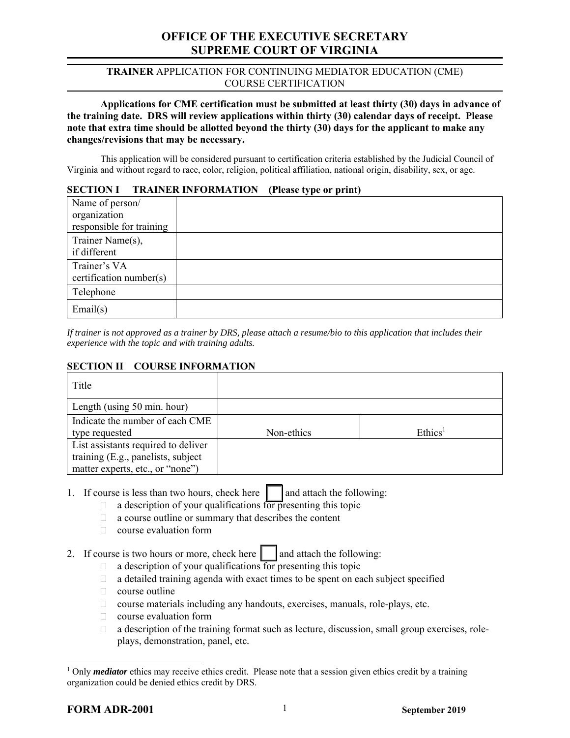# OFFICE OF THE EXECUTIVE SECRETARY
# SUPREME COURT OF VIRGINIA

**TRAINER** APPLICATION FOR CONTINUING MEDIATOR EDUCATION (CME) COURSE CERTIFICATION

**Applications for CME certification must be submitted at least thirty (30) days in advance of the training date. DRS will review applications within thirty (30) calendar days of receipt. Please note that extra time should be allotted beyond the thirty (30) days for the applicant to make any changes/revisions that may be necessary.**

This application will be considered pursuant to certification criteria established by the Judicial Council of Virginia and without regard to race, color, religion, political affiliation, national origin, disability, sex, or age.

**SECTION I TRAINER INFORMATION (Please type or print)**

| | |
|---|---|
| Name of person/ organization responsible for training | |
| Trainer Name(s), if different | |
| Trainer's VA certification number(s) | |
| Telephone | |
| Email(s) | |

*If trainer is not approved as a trainer by DRS, please attach a resume/bio to this application that includes their experience with the topic and with training adults.*

**SECTION II COURSE INFORMATION**

| | | |
|---|---|---|
| Title | | |
| Length (using 50 min. hour) | | |
| Indicate the number of each CME type requested | Non-ethics | Ethics[1] |
| List assistants required to deliver training (E.g., panelists, subject matter experts, etc., or "none") | | |

1. If course is less than two hours, check here ☐ and attach the following:
   - ☐ a description of your qualifications for presenting this topic
   - ☐ a course outline or summary that describes the content
   - ☐ course evaluation form

2. If course is two hours or more, check here ☐ and attach the following:
   - ☐ a description of your qualifications for presenting this topic
   - ☐ a detailed training agenda with exact times to be spent on each subject specified
   - ☐ course outline
   - ☐ course materials including any handouts, exercises, manuals, role-plays, etc.
   - ☐ course evaluation form
   - ☐ a description of the training format such as lecture, discussion, small group exercises, role-plays, demonstration, panel, etc.

[1] Only ***mediator*** ethics may receive ethics credit. Please note that a session given ethics credit by a training organization could be denied ethics credit by DRS.

**FORM ADR-2001** **September 2019**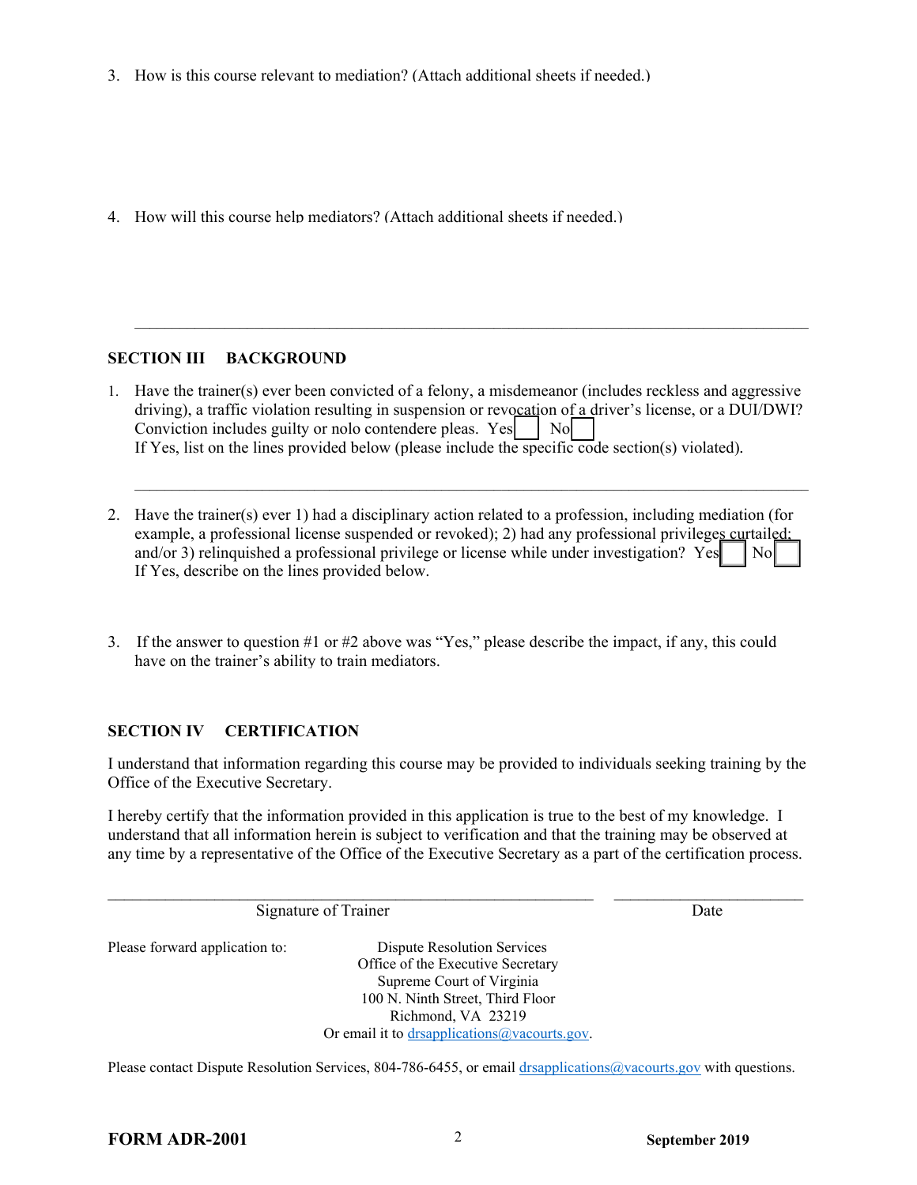3. How is this course relevant to mediation? (Attach additional sheets if needed.)

4. How will this course help mediators? (Attach additional sheets if needed.)

---

## SECTION III BACKGROUND

1. Have the trainer(s) ever been convicted of a felony, a misdemeanor (includes reckless and aggressive driving), a traffic violation resulting in suspension or revocation of a driver's license, or a DUI/DWI? Conviction includes guilty or nolo contendere pleas. Yes ☐ No ☐
   If Yes, list on the lines provided below (please include the specific code section(s) violated).

---

2. Have the trainer(s) ever 1) had a disciplinary action related to a profession, including mediation (for example, a professional license suspended or revoked); 2) had any professional privileges curtailed; and/or 3) relinquished a professional privilege or license while under investigation? Yes ☐ No ☐
   If Yes, describe on the lines provided below.

3. If the answer to question #1 or #2 above was "Yes," please describe the impact, if any, this could have on the trainer's ability to train mediators.

## SECTION IV CERTIFICATION

I understand that information regarding this course may be provided to individuals seeking training by the Office of the Executive Secretary.

I hereby certify that the information provided in this application is true to the best of my knowledge. I understand that all information herein is subject to verification and that the training may be observed at any time by a representative of the Office of the Executive Secretary as a part of the certification process.

______________________________ ______________________
Signature of Trainer Date

Please forward application to:

Dispute Resolution Services
Office of the Executive Secretary
Supreme Court of Virginia
100 N. Ninth Street, Third Floor
Richmond, VA 23219
Or email it to drsapplications@vacourts.gov.

Please contact Dispute Resolution Services, 804-786-6455, or email drsapplications@vacourts.gov with questions.

**FORM ADR-2001** **September 2019**